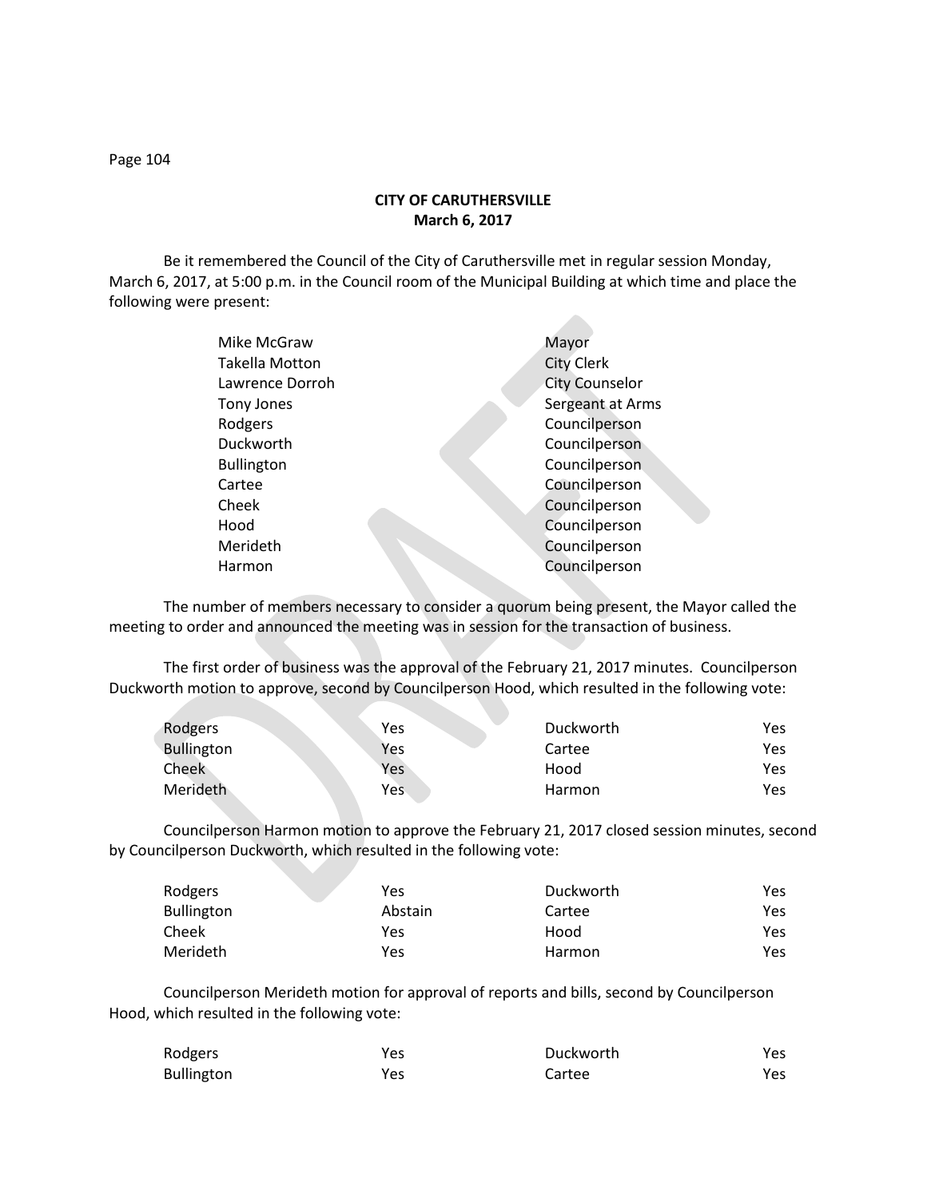## CITY OF CARUTHERSVILLE
**March 6, 2017**

Be it remembered the Council of the City of Caruthersville met in regular session Monday, March 6, 2017, at 5:00 p.m. in the Council room of the Municipal Building at which time and place the following were present:

| | |
|---|---|
| Mike McGraw | Mayor |
| Takella Motton | City Clerk |
| Lawrence Dorroh | City Counselor |
| Tony Jones | Sergeant at Arms |
| Rodgers | Councilperson |
| Duckworth | Councilperson |
| Bullington | Councilperson |
| Cartee | Councilperson |
| Cheek | Councilperson |
| Hood | Councilperson |
| Merideth | Councilperson |
| Harmon | Councilperson |

The number of members necessary to consider a quorum being present, the Mayor called the meeting to order and announced the meeting was in session for the transaction of business.

The first order of business was the approval of the February 21, 2017 minutes. Councilperson Duckworth motion to approve, second by Councilperson Hood, which resulted in the following vote:

| | | | |
|---|---|---|---|
| Rodgers | Yes | Duckworth | Yes |
| Bullington | Yes | Cartee | Yes |
| Cheek | Yes | Hood | Yes |
| Merideth | Yes | Harmon | Yes |

Councilperson Harmon motion to approve the February 21, 2017 closed session minutes, second by Councilperson Duckworth, which resulted in the following vote:

| | | | |
|---|---|---|---|
| Rodgers | Yes | Duckworth | Yes |
| Bullington | Abstain | Cartee | Yes |
| Cheek | Yes | Hood | Yes |
| Merideth | Yes | Harmon | Yes |

Councilperson Merideth motion for approval of reports and bills, second by Councilperson Hood, which resulted in the following vote:

| | | | |
|---|---|---|---|
| Rodgers | Yes | Duckworth | Yes |
| Bullington | Yes | Cartee | Yes |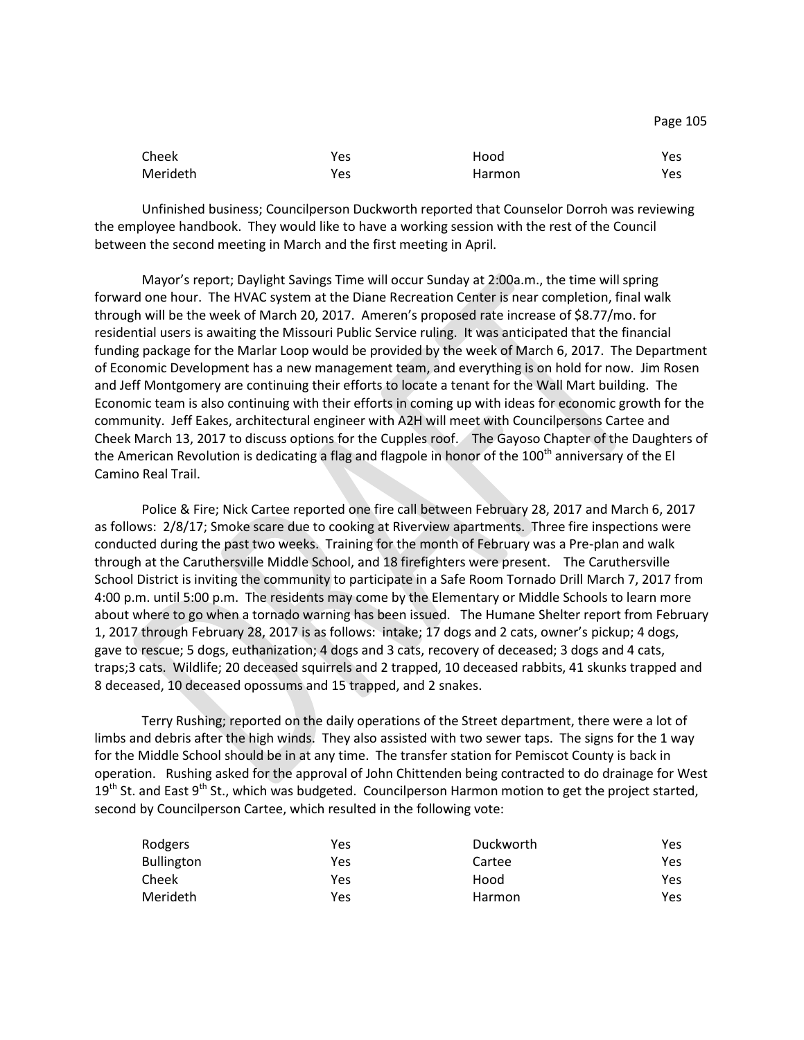| Cheek | Yes | Hood | Yes |
|---|---|---|---|
| Merideth | Yes | Harmon | Yes |

Unfinished business; Councilperson Duckworth reported that Counselor Dorroh was reviewing the employee handbook. They would like to have a working session with the rest of the Council between the second meeting in March and the first meeting in April.

Mayor's report; Daylight Savings Time will occur Sunday at 2:00a.m., the time will spring forward one hour. The HVAC system at the Diane Recreation Center is near completion, final walk through will be the week of March 20, 2017. Ameren's proposed rate increase of $8.77/mo. for residential users is awaiting the Missouri Public Service ruling. It was anticipated that the financial funding package for the Marlar Loop would be provided by the week of March 6, 2017. The Department of Economic Development has a new management team, and everything is on hold for now. Jim Rosen and Jeff Montgomery are continuing their efforts to locate a tenant for the Wall Mart building. The Economic team is also continuing with their efforts in coming up with ideas for economic growth for the community. Jeff Eakes, architectural engineer with A2H will meet with Councilpersons Cartee and Cheek March 13, 2017 to discuss options for the Cupples roof. The Gayoso Chapter of the Daughters of the American Revolution is dedicating a flag and flagpole in honor of the 100th anniversary of the El Camino Real Trail.

Police & Fire; Nick Cartee reported one fire call between February 28, 2017 and March 6, 2017 as follows: 2/8/17; Smoke scare due to cooking at Riverview apartments. Three fire inspections were conducted during the past two weeks. Training for the month of February was a Pre-plan and walk through at the Caruthersville Middle School, and 18 firefighters were present. The Caruthersville School District is inviting the community to participate in a Safe Room Tornado Drill March 7, 2017 from 4:00 p.m. until 5:00 p.m. The residents may come by the Elementary or Middle Schools to learn more about where to go when a tornado warning has been issued. The Humane Shelter report from February 1, 2017 through February 28, 2017 is as follows: intake; 17 dogs and 2 cats, owner's pickup; 4 dogs, gave to rescue; 5 dogs, euthanization; 4 dogs and 3 cats, recovery of deceased; 3 dogs and 4 cats, traps;3 cats. Wildlife; 20 deceased squirrels and 2 trapped, 10 deceased rabbits, 41 skunks trapped and 8 deceased, 10 deceased opossums and 15 trapped, and 2 snakes.

Terry Rushing; reported on the daily operations of the Street department, there were a lot of limbs and debris after the high winds. They also assisted with two sewer taps. The signs for the 1 way for the Middle School should be in at any time. The transfer station for Pemiscot County is back in operation. Rushing asked for the approval of John Chittenden being contracted to do drainage for West 19th St. and East 9th St., which was budgeted. Councilperson Harmon motion to get the project started, second by Councilperson Cartee, which resulted in the following vote:

| Rodgers | Yes | Duckworth | Yes |
|---|---|---|---|
| Bullington | Yes | Cartee | Yes |
| Cheek | Yes | Hood | Yes |
| Merideth | Yes | Harmon | Yes |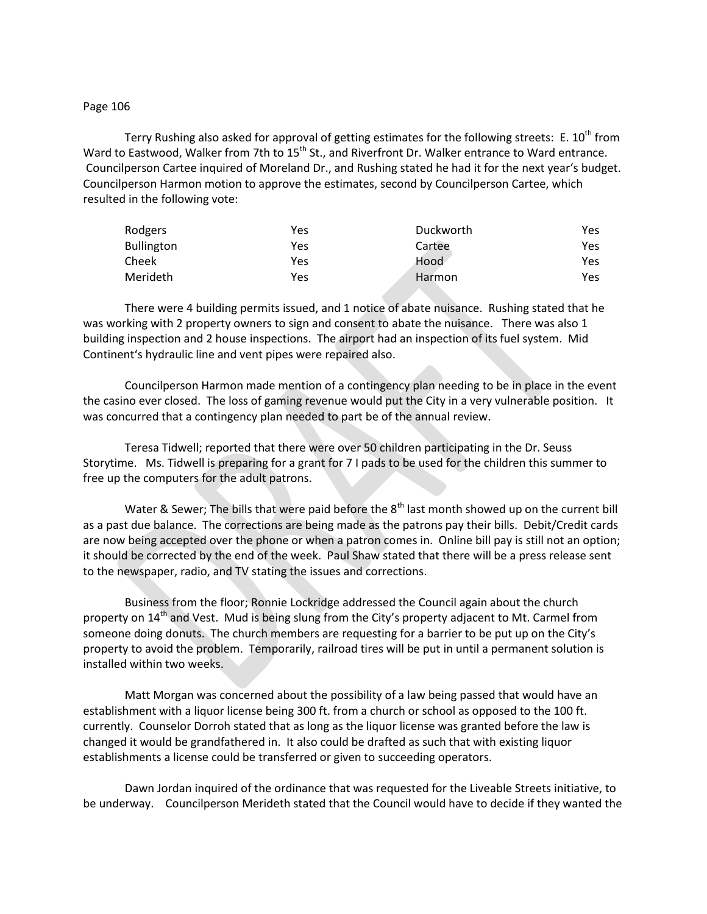Terry Rushing also asked for approval of getting estimates for the following streets: E. 10th from Ward to Eastwood, Walker from 7th to 15th St., and Riverfront Dr. Walker entrance to Ward entrance. Councilperson Cartee inquired of Moreland Dr., and Rushing stated he had it for the next year's budget. Councilperson Harmon motion to approve the estimates, second by Councilperson Cartee, which resulted in the following vote:

| | | | |
|---|---|---|---|
| Rodgers | Yes | Duckworth | Yes |
| Bullington | Yes | Cartee | Yes |
| Cheek | Yes | Hood | Yes |
| Merideth | Yes | Harmon | Yes |

There were 4 building permits issued, and 1 notice of abate nuisance. Rushing stated that he was working with 2 property owners to sign and consent to abate the nuisance. There was also 1 building inspection and 2 house inspections. The airport had an inspection of its fuel system. Mid Continent's hydraulic line and vent pipes were repaired also.

Councilperson Harmon made mention of a contingency plan needing to be in place in the event the casino ever closed. The loss of gaming revenue would put the City in a very vulnerable position. It was concurred that a contingency plan needed to part be of the annual review.

Teresa Tidwell; reported that there were over 50 children participating in the Dr. Seuss Storytime. Ms. Tidwell is preparing for a grant for 7 I pads to be used for the children this summer to free up the computers for the adult patrons.

Water & Sewer; The bills that were paid before the 8th last month showed up on the current bill as a past due balance. The corrections are being made as the patrons pay their bills. Debit/Credit cards are now being accepted over the phone or when a patron comes in. Online bill pay is still not an option; it should be corrected by the end of the week. Paul Shaw stated that there will be a press release sent to the newspaper, radio, and TV stating the issues and corrections.

Business from the floor; Ronnie Lockridge addressed the Council again about the church property on 14th and Vest. Mud is being slung from the City's property adjacent to Mt. Carmel from someone doing donuts. The church members are requesting for a barrier to be put up on the City's property to avoid the problem. Temporarily, railroad tires will be put in until a permanent solution is installed within two weeks.

Matt Morgan was concerned about the possibility of a law being passed that would have an establishment with a liquor license being 300 ft. from a church or school as opposed to the 100 ft. currently. Counselor Dorroh stated that as long as the liquor license was granted before the law is changed it would be grandfathered in. It also could be drafted as such that with existing liquor establishments a license could be transferred or given to succeeding operators.

Dawn Jordan inquired of the ordinance that was requested for the Liveable Streets initiative, to be underway. Councilperson Merideth stated that the Council would have to decide if they wanted the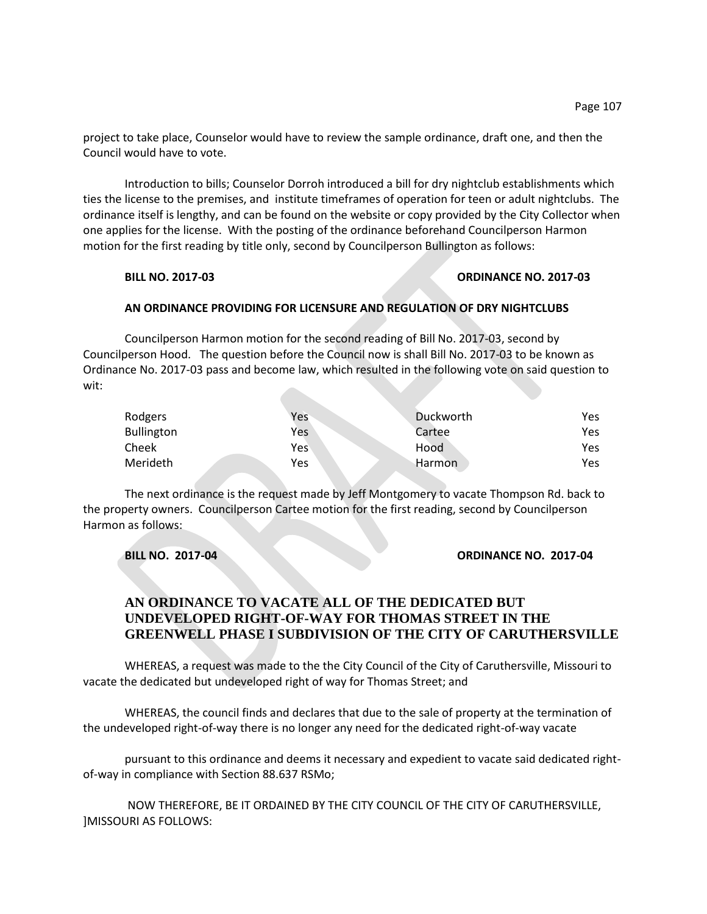project to take place, Counselor would have to review the sample ordinance, draft one, and then the Council would have to vote.

Introduction to bills; Counselor Dorroh introduced a bill for dry nightclub establishments which ties the license to the premises, and institute timeframes of operation for teen or adult nightclubs. The ordinance itself is lengthy, and can be found on the website or copy provided by the City Collector when one applies for the license. With the posting of the ordinance beforehand Councilperson Harmon motion for the first reading by title only, second by Councilperson Bullington as follows:

**BILL NO. 2017-03** **ORDINANCE NO. 2017-03**

**AN ORDINANCE PROVIDING FOR LICENSURE AND REGULATION OF DRY NIGHTCLUBS**

Councilperson Harmon motion for the second reading of Bill No. 2017-03, second by Councilperson Hood. The question before the Council now is shall Bill No. 2017-03 to be known as Ordinance No. 2017-03 pass and become law, which resulted in the following vote on said question to wit:

| | | | |
|---|---|---|---|
| Rodgers | Yes | Duckworth | Yes |
| Bullington | Yes | Cartee | Yes |
| Cheek | Yes | Hood | Yes |
| Merideth | Yes | Harmon | Yes |

The next ordinance is the request made by Jeff Montgomery to vacate Thompson Rd. back to the property owners. Councilperson Cartee motion for the first reading, second by Councilperson Harmon as follows:

**BILL NO. 2017-04** **ORDINANCE NO. 2017-04**

## AN ORDINANCE TO VACATE ALL OF THE DEDICATED BUT UNDEVELOPED RIGHT-OF-WAY FOR THOMAS STREET IN THE GREENWELL PHASE I SUBDIVISION OF THE CITY OF CARUTHERSVILLE

WHEREAS, a request was made to the the City Council of the City of Caruthersville, Missouri to vacate the dedicated but undeveloped right of way for Thomas Street; and

WHEREAS, the council finds and declares that due to the sale of property at the termination of the undeveloped right-of-way there is no longer any need for the dedicated right-of-way vacate

pursuant to this ordinance and deems it necessary and expedient to vacate said dedicated right-of-way in compliance with Section 88.637 RSMo;

NOW THEREFORE, BE IT ORDAINED BY THE CITY COUNCIL OF THE CITY OF CARUTHERSVILLE, ]MISSOURI AS FOLLOWS: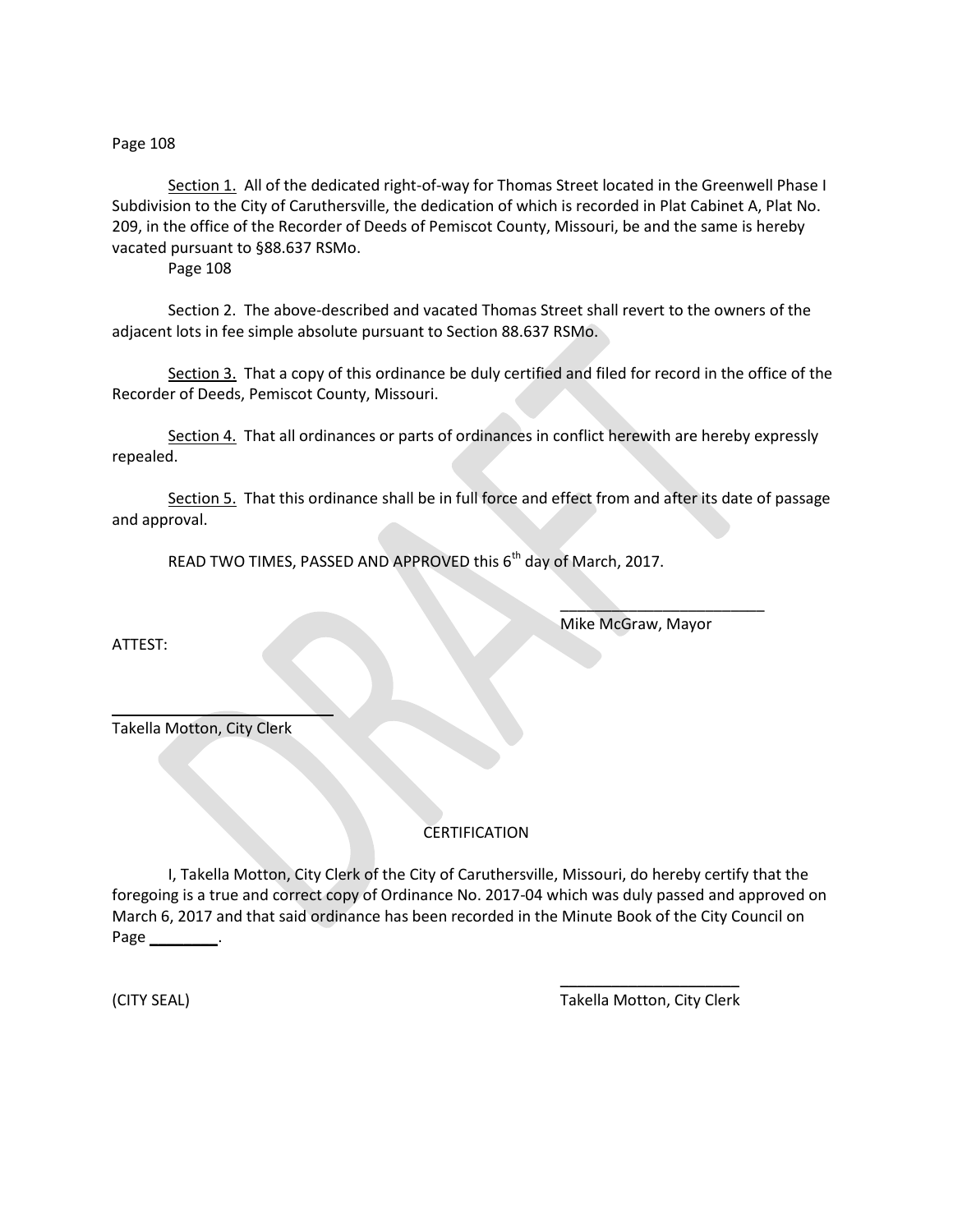Section 1. All of the dedicated right-of-way for Thomas Street located in the Greenwell Phase I Subdivision to the City of Caruthersville, the dedication of which is recorded in Plat Cabinet A, Plat No. 209, in the office of the Recorder of Deeds of Pemiscot County, Missouri, be and the same is hereby vacated pursuant to §88.637 RSMo.

Page 108

Section 2. The above-described and vacated Thomas Street shall revert to the owners of the adjacent lots in fee simple absolute pursuant to Section 88.637 RSMo.

Section 3. That a copy of this ordinance be duly certified and filed for record in the office of the Recorder of Deeds, Pemiscot County, Missouri.

Section 4. That all ordinances or parts of ordinances in conflict herewith are hereby expressly repealed.

Section 5. That this ordinance shall be in full force and effect from and after its date of passage and approval.

READ TWO TIMES, PASSED AND APPROVED this 6th day of March, 2017.

\_\_\_\_\_\_\_\_\_\_\_\_\_\_\_\_\_\_\_\_\_\_\_\_\_
Mike McGraw, Mayor

ATTEST:

\_\_\_\_\_\_\_\_\_\_\_\_\_\_\_\_\_\_\_\_\_\_\_\_\_
Takella Motton, City Clerk

CERTIFICATION

I, Takella Motton, City Clerk of the City of Caruthersville, Missouri, do hereby certify that the foregoing is a true and correct copy of Ordinance No. 2017-04 which was duly passed and approved on March 6, 2017 and that said ordinance has been recorded in the Minute Book of the City Council on Page \_\_\_\_\_\_\_\_.

(CITY SEAL)

\_\_\_\_\_\_\_\_\_\_\_\_\_\_\_\_\_\_\_\_\_\_
Takella Motton, City Clerk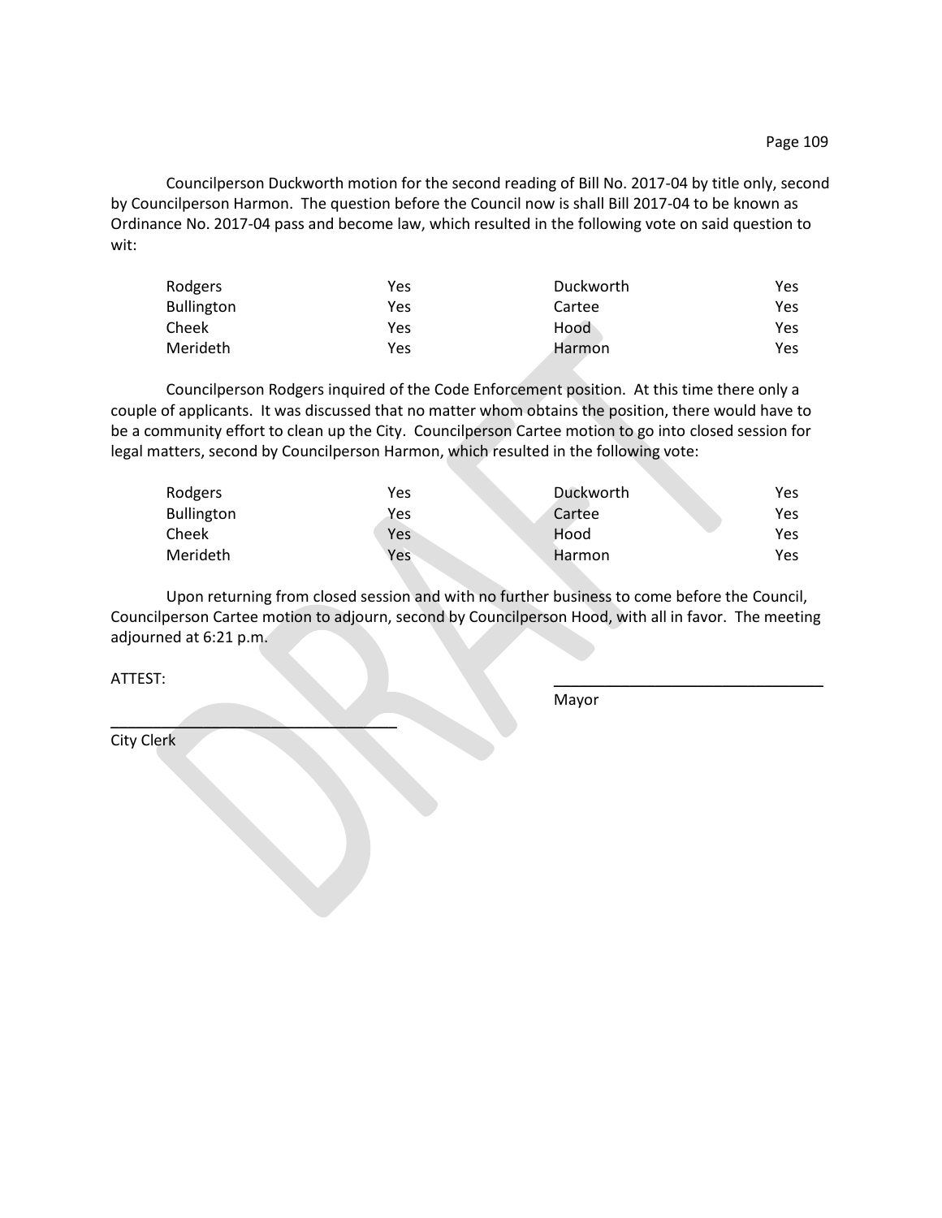Councilperson Duckworth motion for the second reading of Bill No. 2017-04 by title only, second by Councilperson Harmon. The question before the Council now is shall Bill 2017-04 to be known as Ordinance No. 2017-04 pass and become law, which resulted in the following vote on said question to wit:

| | | | |
|---|---|---|---|
| Rodgers | Yes | Duckworth | Yes |
| Bullington | Yes | Cartee | Yes |
| Cheek | Yes | Hood | Yes |
| Merideth | Yes | Harmon | Yes |

Councilperson Rodgers inquired of the Code Enforcement position. At this time there only a couple of applicants. It was discussed that no matter whom obtains the position, there would have to be a community effort to clean up the City. Councilperson Cartee motion to go into closed session for legal matters, second by Councilperson Harmon, which resulted in the following vote:

| | | | |
|---|---|---|---|
| Rodgers | Yes | Duckworth | Yes |
| Bullington | Yes | Cartee | Yes |
| Cheek | Yes | Hood | Yes |
| Merideth | Yes | Harmon | Yes |

Upon returning from closed session and with no further business to come before the Council, Councilperson Cartee motion to adjourn, second by Councilperson Hood, with all in favor. The meeting adjourned at 6:21 p.m.

ATTEST:

________________________________
Mayor

________________________________
City Clerk

DRAFT